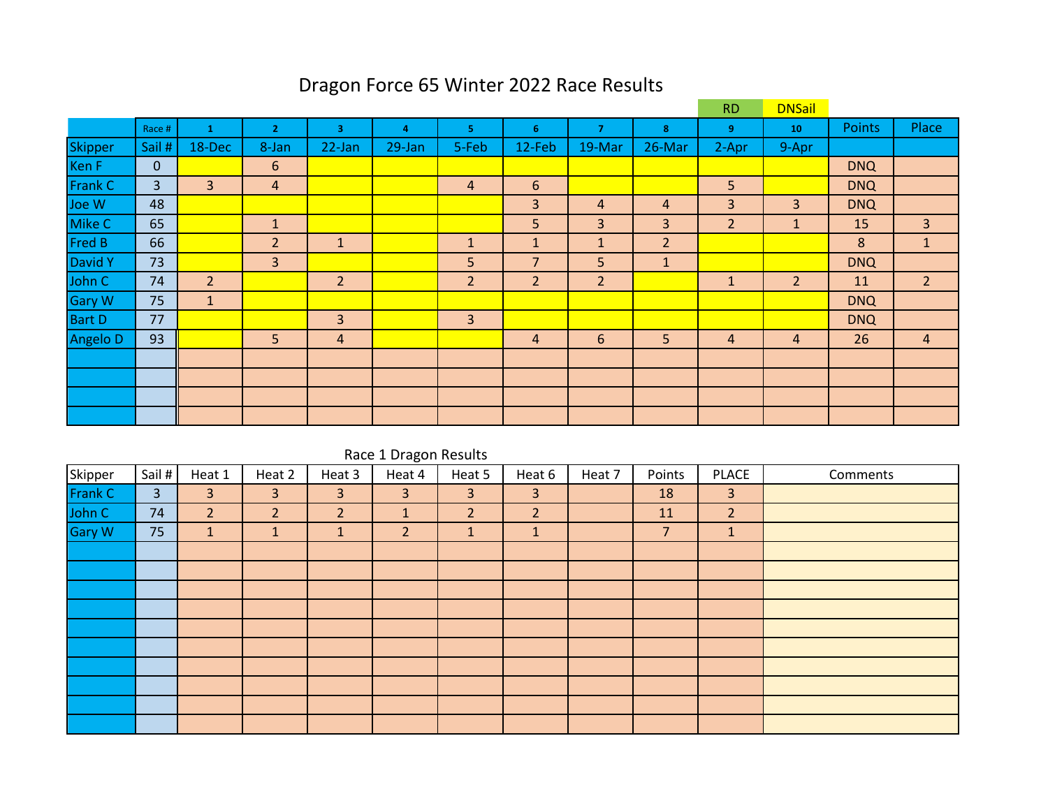# Dragon Force 65 Winter 2022 Race Results

| | Race # | 1 | 2 | 3 | 4 | 5 | 6 | 7 | 8 | 9 | 10 | Points | Place |
|---|---|---|---|---|---|---|---|---|---|---|---|---|---|
| | | | | | | | | | | RD | DNSail | | |
| Skipper | Sail # | 18-Dec | 8-Jan | 22-Jan | 29-Jan | 5-Feb | 12-Feb | 19-Mar | 26-Mar | 2-Apr | 9-Apr | | |
| Ken F | 0 | | 6 | | | | | | | | | DNQ | |
| Frank C | 3 | 3 | 4 | | | 4 | 6 | | | 5 | | DNQ | |
| Joe W | 48 | | | | | | 3 | 4 | 4 | 3 | 3 | DNQ | |
| Mike C | 65 | | 1 | | | | 5 | 3 | 3 | 2 | 1 | 15 | 3 |
| Fred B | 66 | | 2 | 1 | | 1 | 1 | 1 | 2 | | | 8 | 1 |
| David Y | 73 | | 3 | | | 5 | 7 | 5 | 1 | | | DNQ | |
| John C | 74 | 2 | | 2 | | 2 | 2 | 2 | | 1 | 2 | 11 | 2 |
| Gary W | 75 | 1 | | | | | | | | | | DNQ | |
| Bart D | 77 | | | 3 | | 3 | | | | | | DNQ | |
| Angelo D | 93 | | 5 | 4 | | | 4 | 6 | 5 | 4 | 4 | 26 | 4 |
| | | | | | | | | | | | | | |
| | | | | | | | | | | | | | |
| | | | | | | | | | | | | | |
| | | | | | | | | | | | | | |

Race 1 Dragon Results

| Skipper | Sail # | Heat 1 | Heat 2 | Heat 3 | Heat 4 | Heat 5 | Heat 6 | Heat 7 | Points | PLACE | Comments |
|---|---|---|---|---|---|---|---|---|---|---|---|
| Frank C | 3 | 3 | 3 | 3 | 3 | 3 | 3 | | 18 | 3 | |
| John C | 74 | 2 | 2 | 2 | 1 | 2 | 2 | | 11 | 2 | |
| Gary W | 75 | 1 | 1 | 1 | 2 | 1 | 1 | | 7 | 1 | |
| | | | | | | | | | | | |
| | | | | | | | | | | | |
| | | | | | | | | | | | |
| | | | | | | | | | | | |
| | | | | | | | | | | | |
| | | | | | | | | | | | |
| | | | | | | | | | | | |
| | | | | | | | | | | | |
| | | | | | | | | | | | |
| | | | | | | | | | | | |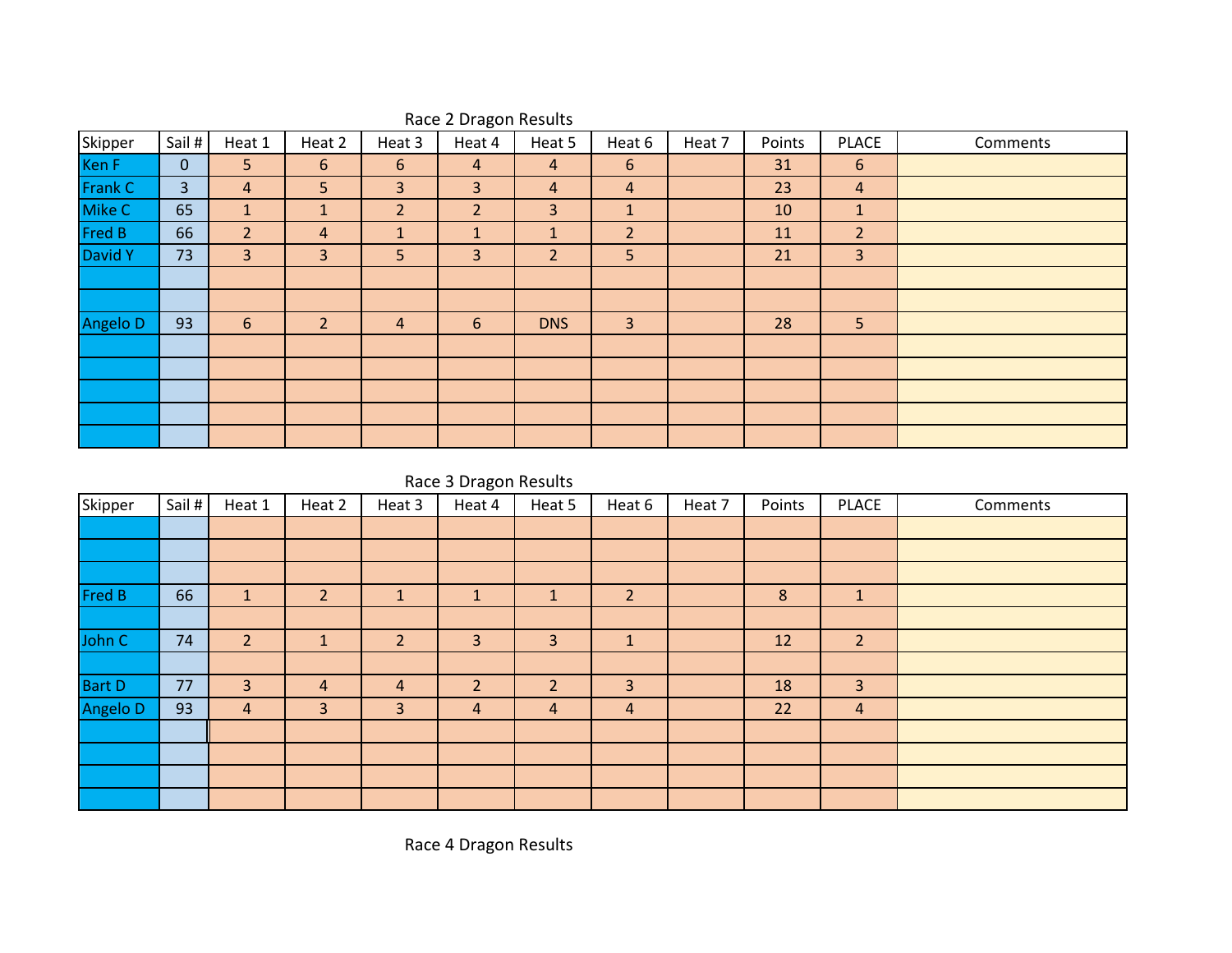## Race 2 Dragon Results

| Skipper | Sail # | Heat 1 | Heat 2 | Heat 3 | Heat 4 | Heat 5 | Heat 6 | Heat 7 | Points | PLACE | Comments |
|---|---|---|---|---|---|---|---|---|---|---|---|
| Ken F | 0 | 5 | 6 | 6 | 4 | 4 | 6 | | 31 | 6 | |
| Frank C | 3 | 4 | 5 | 3 | 3 | 4 | 4 | | 23 | 4 | |
| Mike C | 65 | 1 | 1 | 2 | 2 | 3 | 1 | | 10 | 1 | |
| Fred B | 66 | 2 | 4 | 1 | 1 | 1 | 2 | | 11 | 2 | |
| David Y | 73 | 3 | 3 | 5 | 3 | 2 | 5 | | 21 | 3 | |
| | | | | | | | | | | | |
| | | | | | | | | | | | |
| Angelo D | 93 | 6 | 2 | 4 | 6 | DNS | 3 | | 28 | 5 | |
| | | | | | | | | | | | |
| | | | | | | | | | | | |
| | | | | | | | | | | | |
| | | | | | | | | | | | |
| | | | | | | | | | | | |

## Race 3 Dragon Results

| Skipper | Sail # | Heat 1 | Heat 2 | Heat 3 | Heat 4 | Heat 5 | Heat 6 | Heat 7 | Points | PLACE | Comments |
|---|---|---|---|---|---|---|---|---|---|---|---|
| | | | | | | | | | | | |
| | | | | | | | | | | | |
| | | | | | | | | | | | |
| Fred B | 66 | 1 | 2 | 1 | 1 | 1 | 2 | | 8 | 1 | |
| | | | | | | | | | | | |
| John C | 74 | 2 | 1 | 2 | 3 | 3 | 1 | | 12 | 2 | |
| | | | | | | | | | | | |
| Bart D | 77 | 3 | 4 | 4 | 2 | 2 | 3 | | 18 | 3 | |
| Angelo D | 93 | 4 | 3 | 3 | 4 | 4 | 4 | | 22 | 4 | |
| | | | | | | | | | | | |
| | | | | | | | | | | | |
| | | | | | | | | | | | |
| | | | | | | | | | | | |

## Race 4 Dragon Results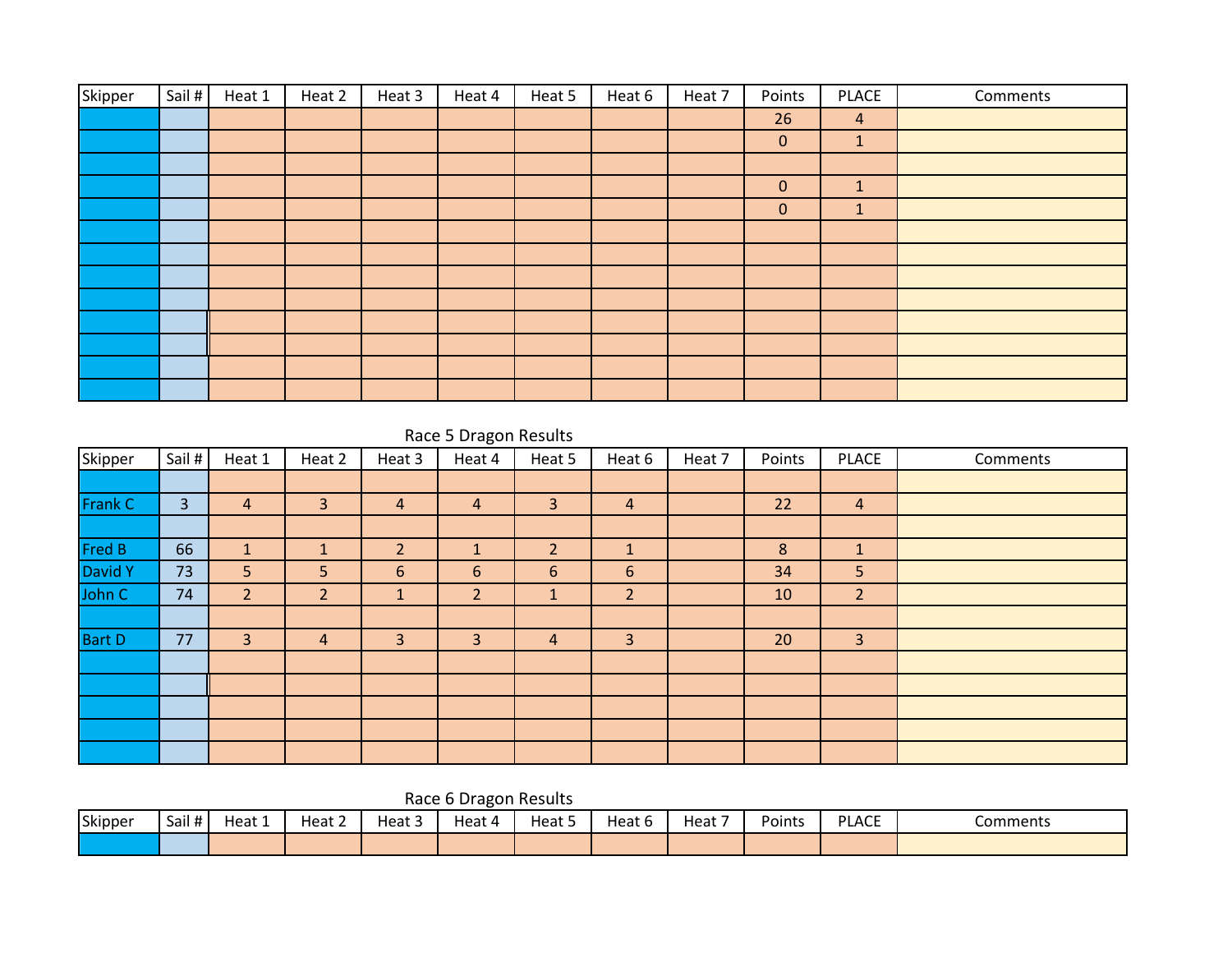| Skipper | Sail # | Heat 1 | Heat 2 | Heat 3 | Heat 4 | Heat 5 | Heat 6 | Heat 7 | Points | PLACE | Comments |
|---|---|---|---|---|---|---|---|---|---|---|---|
| | | | | | | | | | 26 | 4 | |
| | | | | | | | | | 0 | 1 | |
| | | | | | | | | | | | |
| | | | | | | | | | 0 | 1 | |
| | | | | | | | | | 0 | 1 | |
| | | | | | | | | | | | |
| | | | | | | | | | | | |
| | | | | | | | | | | | |
| | | | | | | | | | | | |
| | | | | | | | | | | | |
| | | | | | | | | | | | |
| | | | | | | | | | | | |
| | | | | | | | | | | | |

Race 5 Dragon Results

| Skipper | Sail # | Heat 1 | Heat 2 | Heat 3 | Heat 4 | Heat 5 | Heat 6 | Heat 7 | Points | PLACE | Comments |
|---|---|---|---|---|---|---|---|---|---|---|---|
| | | | | | | | | | | | |
| Frank C | 3 | 4 | 3 | 4 | 4 | 3 | 4 | | 22 | 4 | |
| | | | | | | | | | | | |
| Fred B | 66 | 1 | 1 | 2 | 1 | 2 | 1 | | 8 | 1 | |
| David Y | 73 | 5 | 5 | 6 | 6 | 6 | 6 | | 34 | 5 | |
| John C | 74 | 2 | 2 | 1 | 2 | 1 | 2 | | 10 | 2 | |
| | | | | | | | | | | | |
| Bart D | 77 | 3 | 4 | 3 | 3 | 4 | 3 | | 20 | 3 | |
| | | | | | | | | | | | |
| | | | | | | | | | | | |
| | | | | | | | | | | | |
| | | | | | | | | | | | |
| | | | | | | | | | | | |

Race 6 Dragon Results

| Skipper | Sail # | Heat 1 | Heat 2 | Heat 3 | Heat 4 | Heat 5 | Heat 6 | Heat 7 | Points | PLACE | Comments |
|---|---|---|---|---|---|---|---|---|---|---|---|
| | | | | | | | | | | | |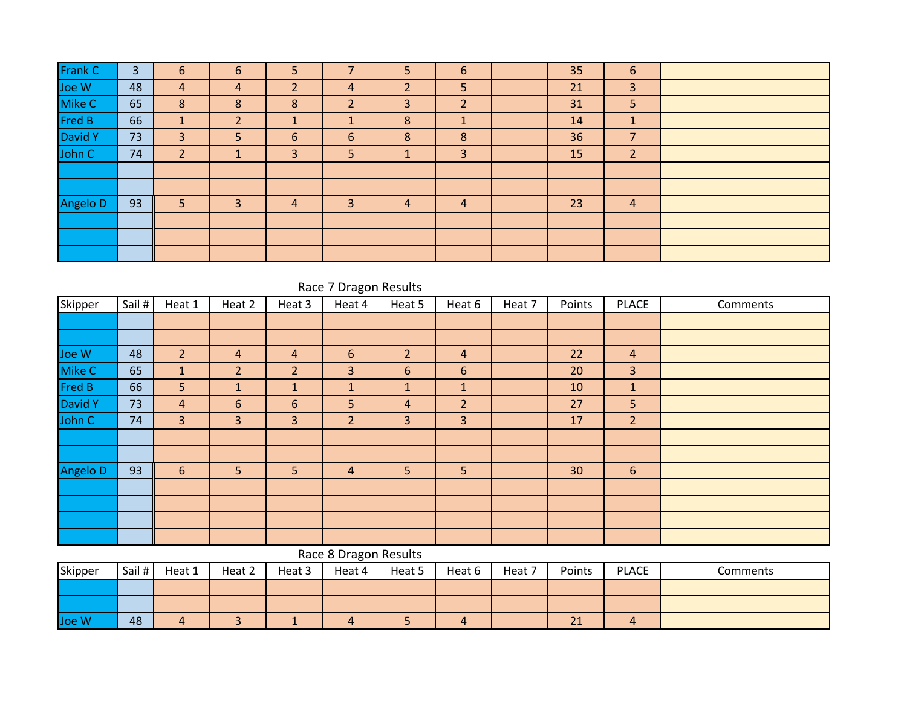| Frank C | 3 | 6 | 6 | 5 | 7 | 5 | 6 | | 35 | 6 | |
|---|---|---|---|---|---|---|---|---|---|---|---|
| Joe W | 48 | 4 | 4 | 2 | 4 | 2 | 5 | | 21 | 3 | |
| Mike C | 65 | 8 | 8 | 8 | 2 | 3 | 2 | | 31 | 5 | |
| Fred B | 66 | 1 | 2 | 1 | 1 | 8 | 1 | | 14 | 1 | |
| David Y | 73 | 3 | 5 | 6 | 6 | 8 | 8 | | 36 | 7 | |
| John C | 74 | 2 | 1 | 3 | 5 | 1 | 3 | | 15 | 2 | |
| | | | | | | | | | | | |
| | | | | | | | | | | | |
| Angelo D | 93 | 5 | 3 | 4 | 3 | 4 | 4 | | 23 | 4 | |
| | | | | | | | | | | | |
| | | | | | | | | | | | |
| | | | | | | | | | | | |

Race 7 Dragon Results

| Skipper | Sail # | Heat 1 | Heat 2 | Heat 3 | Heat 4 | Heat 5 | Heat 6 | Heat 7 | Points | PLACE | Comments |
|---|---|---|---|---|---|---|---|---|---|---|---|
| | | | | | | | | | | | |
| | | | | | | | | | | | |
| Joe W | 48 | 2 | 4 | 4 | 6 | 2 | 4 | | 22 | 4 | |
| Mike C | 65 | 1 | 2 | 2 | 3 | 6 | 6 | | 20 | 3 | |
| Fred B | 66 | 5 | 1 | 1 | 1 | 1 | 1 | | 10 | 1 | |
| David Y | 73 | 4 | 6 | 6 | 5 | 4 | 2 | | 27 | 5 | |
| John C | 74 | 3 | 3 | 3 | 2 | 3 | 3 | | 17 | 2 | |
| | | | | | | | | | | | |
| | | | | | | | | | | | |
| Angelo D | 93 | 6 | 5 | 5 | 4 | 5 | 5 | | 30 | 6 | |
| | | | | | | | | | | | |
| | | | | | | | | | | | |
| | | | | | | | | | | | |
| | | | | | | | | | | | |

Race 8 Dragon Results

| Skipper | Sail # | Heat 1 | Heat 2 | Heat 3 | Heat 4 | Heat 5 | Heat 6 | Heat 7 | Points | PLACE | Comments |
|---|---|---|---|---|---|---|---|---|---|---|---|
| | | | | | | | | | | | |
| | | | | | | | | | | | |
| Joe W | 48 | 4 | 3 | 1 | 4 | 5 | 4 | | 21 | 4 | |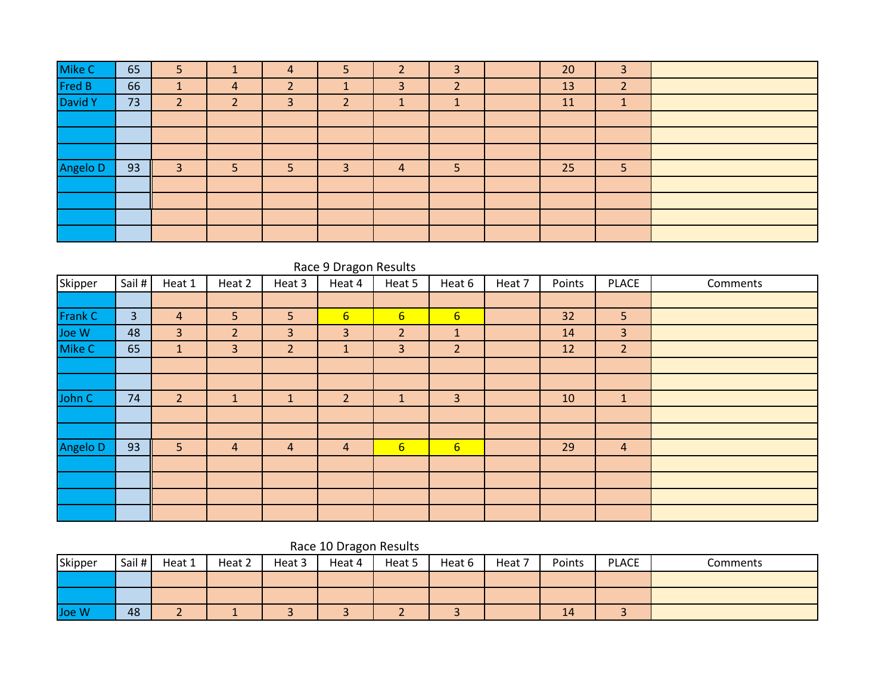| Mike C | 65 | 5 | 1 | 4 | 5 | 2 | 3 | | 20 | 3 | |
|---|---|---|---|---|---|---|---|---|---|---|---|
| Fred B | 66 | 1 | 4 | 2 | 1 | 3 | 2 | | 13 | 2 | |
| David Y | 73 | 2 | 2 | 3 | 2 | 1 | 1 | | 11 | 1 | |
| | | | | | | | | | | | |
| | | | | | | | | | | | |
| | | | | | | | | | | | |
| Angelo D | 93 | 3 | 5 | 5 | 3 | 4 | 5 | | 25 | 5 | |
| | | | | | | | | | | | |
| | | | | | | | | | | | |
| | | | | | | | | | | | |
| | | | | | | | | | | | |

Race 9 Dragon Results

| Skipper | Sail # | Heat 1 | Heat 2 | Heat 3 | Heat 4 | Heat 5 | Heat 6 | Heat 7 | Points | PLACE | Comments |
|---|---|---|---|---|---|---|---|---|---|---|---|
| | | | | | | | | | | | |
| Frank C | 3 | 4 | 5 | 5 | 6 | 6 | 6 | | 32 | 5 | |
| Joe W | 48 | 3 | 2 | 3 | 3 | 2 | 1 | | 14 | 3 | |
| Mike C | 65 | 1 | 3 | 2 | 1 | 3 | 2 | | 12 | 2 | |
| | | | | | | | | | | | |
| | | | | | | | | | | | |
| John C | 74 | 2 | 1 | 1 | 2 | 1 | 3 | | 10 | 1 | |
| | | | | | | | | | | | |
| | | | | | | | | | | | |
| Angelo D | 93 | 5 | 4 | 4 | 4 | 6 | 6 | | 29 | 4 | |
| | | | | | | | | | | | |
| | | | | | | | | | | | |
| | | | | | | | | | | | |
| | | | | | | | | | | | |

Race 10 Dragon Results

| Skipper | Sail # | Heat 1 | Heat 2 | Heat 3 | Heat 4 | Heat 5 | Heat 6 | Heat 7 | Points | PLACE | Comments |
|---|---|---|---|---|---|---|---|---|---|---|---|
| | | | | | | | | | | | |
| | | | | | | | | | | | |
| Joe W | 48 | 2 | 1 | 3 | 3 | 2 | 3 | | 14 | 3 | |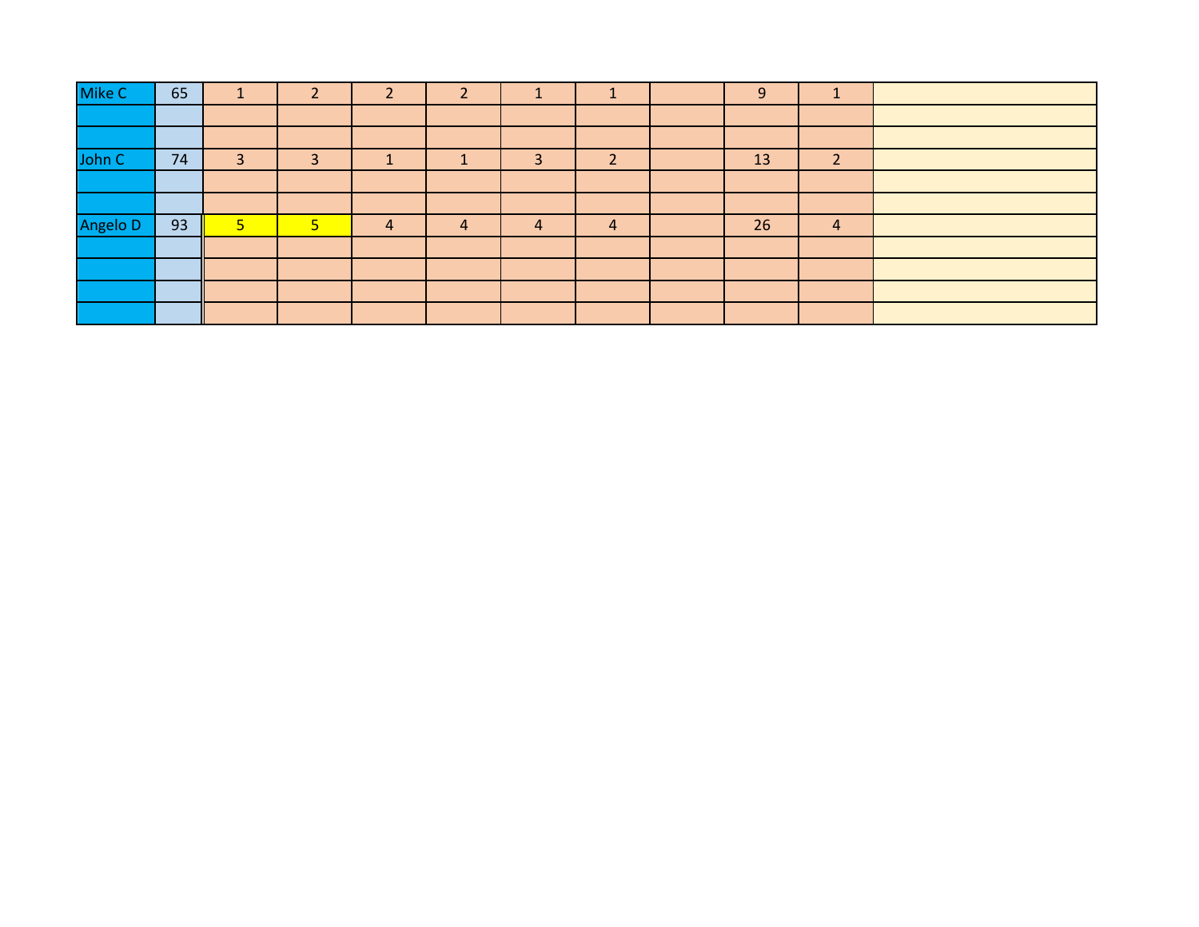| | | | | | | | | | | | |
|---|---|---|---|---|---|---|---|---|---|---|---|
| Mike C | 65 | 1 | 2 | 2 | 2 | 1 | 1 | | 9 | 1 | |
| | | | | | | | | | | | |
| | | | | | | | | | | | |
| John C | 74 | 3 | 3 | 1 | 1 | 3 | 2 | | 13 | 2 | |
| | | | | | | | | | | | |
| | | | | | | | | | | | |
| Angelo D | 93 | 5 | 5 | 4 | 4 | 4 | 4 | | 26 | 4 | |
| | | | | | | | | | | | |
| | | | | | | | | | | | |
| | | | | | | | | | | | |
| | | | | | | | | | | | |